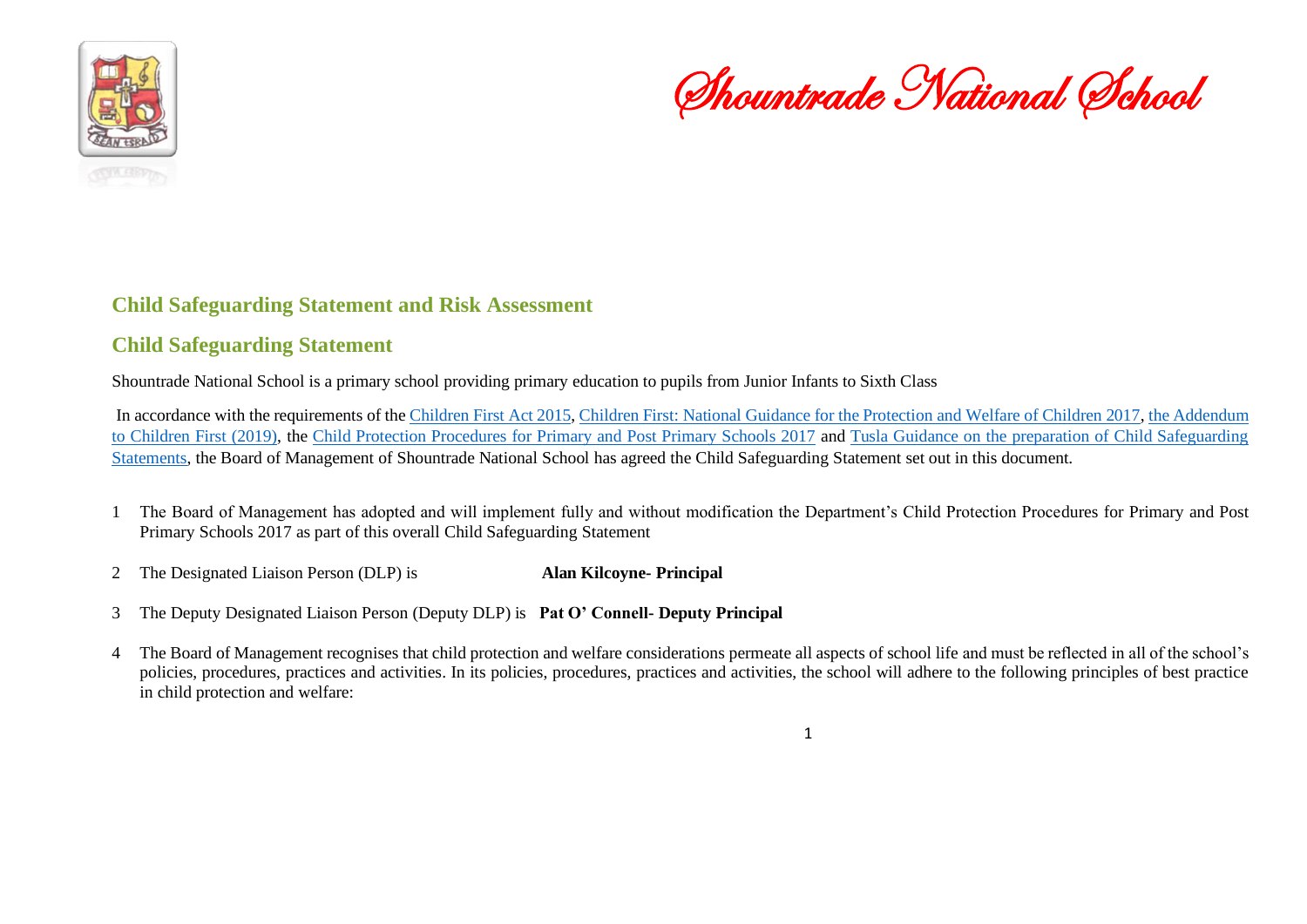# Shountrade National School

## Child Safeguarding Statement and Risk Assessment

## Child Safeguarding Statement

Shountrade National School is a primary school providing primary education to pupils from Junior Infants to Sixth Class

In accordance with the requirements of the Children First Act 2015, Children First: National Guidance for the Protection and Welfare of Children 2017, the Addendum to Children First (2019), the Child Protection Procedures for Primary and Post Primary Schools 2017 and Tusla Guidance on the preparation of Child Safeguarding Statements, the Board of Management of Shountrade National School has agreed the Child Safeguarding Statement set out in this document.

1. The Board of Management has adopted and will implement fully and without modification the Department's Child Protection Procedures for Primary and Post Primary Schools 2017 as part of this overall Child Safeguarding Statement

2. The Designated Liaison Person (DLP) is **Alan Kilcoyne- Principal**

3. The Deputy Designated Liaison Person (Deputy DLP) is **Pat O' Connell- Deputy Principal**

4. The Board of Management recognises that child protection and welfare considerations permeate all aspects of school life and must be reflected in all of the school's policies, procedures, practices and activities. In its policies, procedures, practices and activities, the school will adhere to the following principles of best practice in child protection and welfare: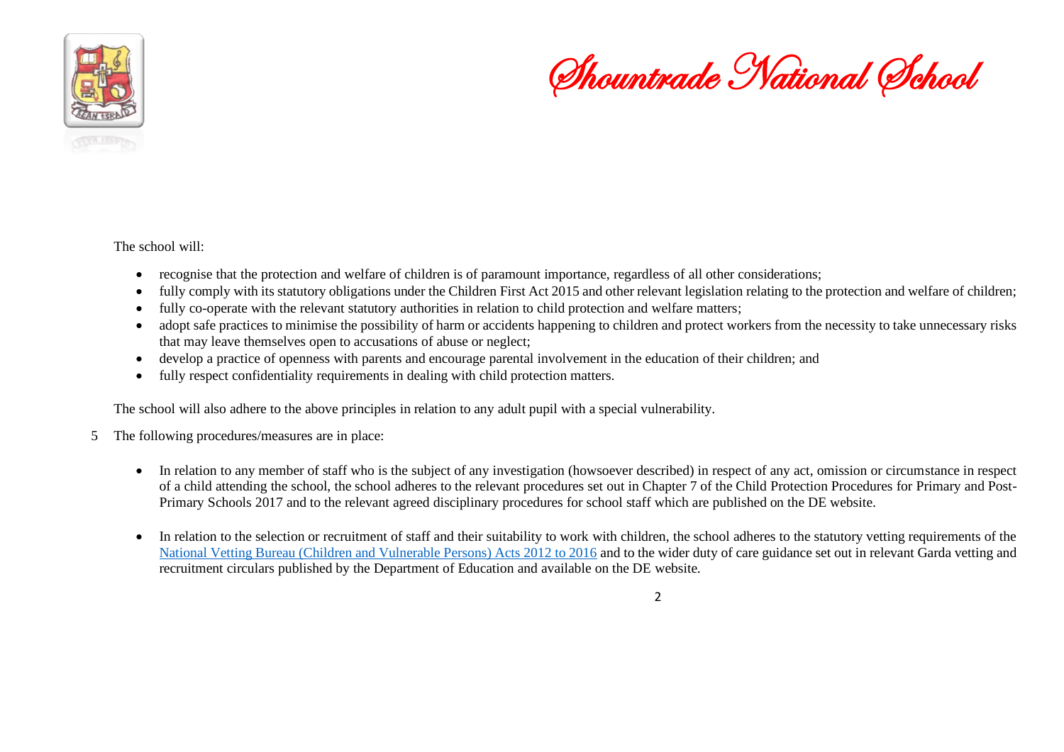The school will:

- recognise that the protection and welfare of children is of paramount importance, regardless of all other considerations;
- fully comply with its statutory obligations under the Children First Act 2015 and other relevant legislation relating to the protection and welfare of children;
- fully co-operate with the relevant statutory authorities in relation to child protection and welfare matters;
- adopt safe practices to minimise the possibility of harm or accidents happening to children and protect workers from the necessity to take unnecessary risks that may leave themselves open to accusations of abuse or neglect;
- develop a practice of openness with parents and encourage parental involvement in the education of their children; and
- fully respect confidentiality requirements in dealing with child protection matters.

The school will also adhere to the above principles in relation to any adult pupil with a special vulnerability.

5 The following procedures/measures are in place:

- In relation to any member of staff who is the subject of any investigation (howsoever described) in respect of any act, omission or circumstance in respect of a child attending the school, the school adheres to the relevant procedures set out in Chapter 7 of the Child Protection Procedures for Primary and Post-Primary Schools 2017 and to the relevant agreed disciplinary procedures for school staff which are published on the DE website.

- In relation to the selection or recruitment of staff and their suitability to work with children, the school adheres to the statutory vetting requirements of the National Vetting Bureau (Children and Vulnerable Persons) Acts 2012 to 2016 and to the wider duty of care guidance set out in relevant Garda vetting and recruitment circulars published by the Department of Education and available on the DE website.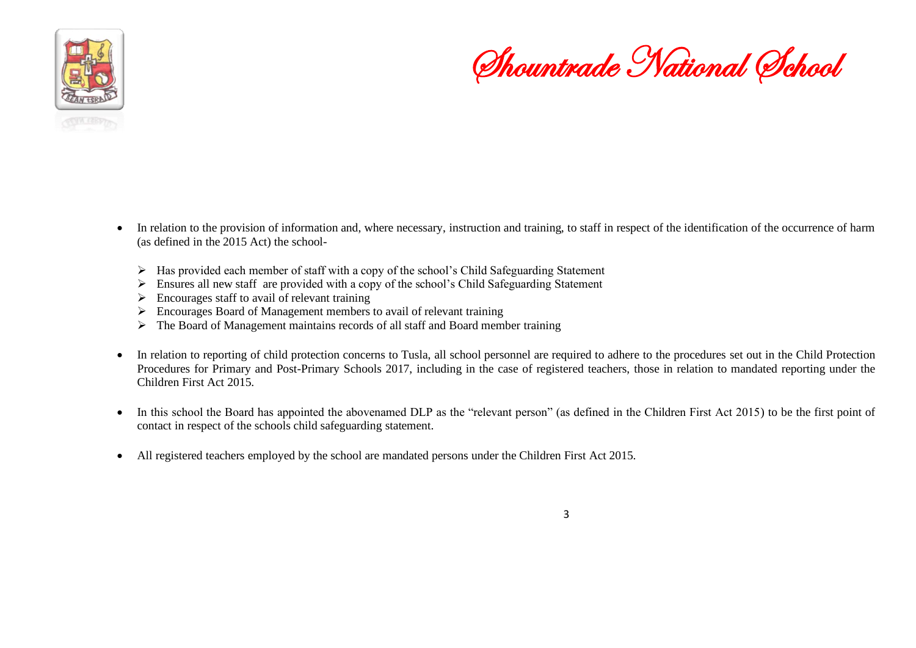- In relation to the provision of information and, where necessary, instruction and training, to staff in respect of the identification of the occurrence of harm (as defined in the 2015 Act) the school-

  - Has provided each member of staff with a copy of the school's Child Safeguarding Statement
  - Ensures all new staff are provided with a copy of the school's Child Safeguarding Statement
  - Encourages staff to avail of relevant training
  - Encourages Board of Management members to avail of relevant training
  - The Board of Management maintains records of all staff and Board member training

- In relation to reporting of child protection concerns to Tusla, all school personnel are required to adhere to the procedures set out in the Child Protection Procedures for Primary and Post-Primary Schools 2017, including in the case of registered teachers, those in relation to mandated reporting under the Children First Act 2015.

- In this school the Board has appointed the abovenamed DLP as the "relevant person" (as defined in the Children First Act 2015) to be the first point of contact in respect of the schools child safeguarding statement.

- All registered teachers employed by the school are mandated persons under the Children First Act 2015.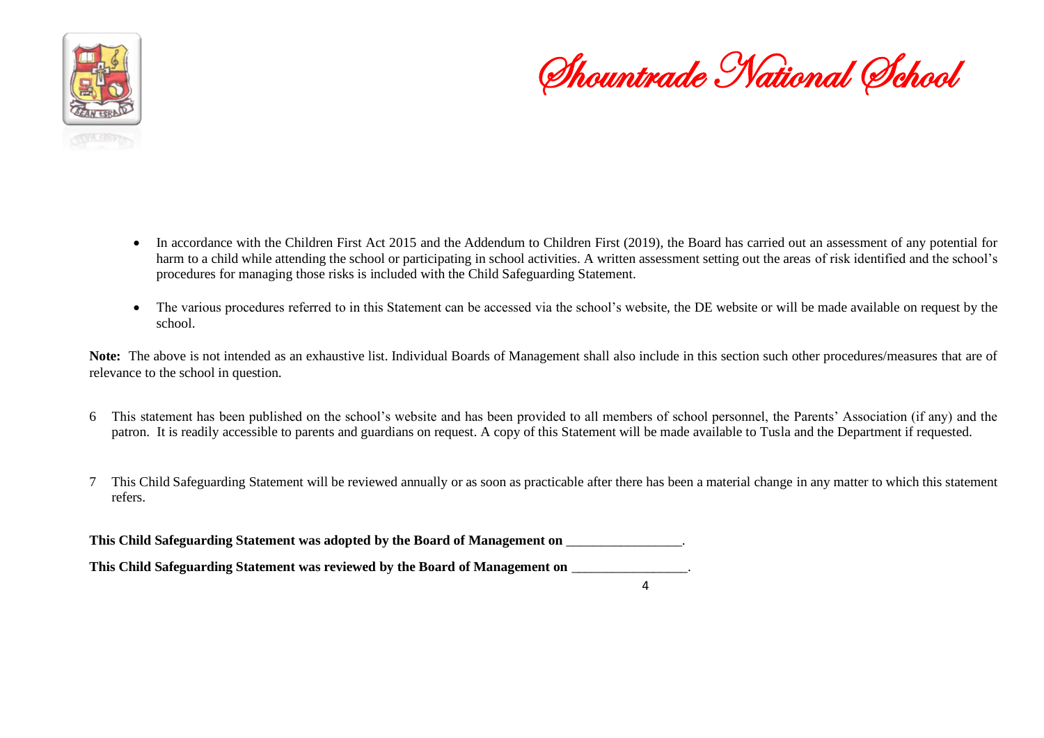- In accordance with the Children First Act 2015 and the Addendum to Children First (2019), the Board has carried out an assessment of any potential for harm to a child while attending the school or participating in school activities. A written assessment setting out the areas of risk identified and the school's procedures for managing those risks is included with the Child Safeguarding Statement.

- The various procedures referred to in this Statement can be accessed via the school's website, the DE website or will be made available on request by the school.

**Note:** The above is not intended as an exhaustive list. Individual Boards of Management shall also include in this section such other procedures/measures that are of relevance to the school in question.

6 This statement has been published on the school's website and has been provided to all members of school personnel, the Parents' Association (if any) and the patron. It is readily accessible to parents and guardians on request. A copy of this Statement will be made available to Tusla and the Department if requested.

7 This Child Safeguarding Statement will be reviewed annually or as soon as practicable after there has been a material change in any matter to which this statement refers.

**This Child Safeguarding Statement was adopted by the Board of Management on** ________________.

**This Child Safeguarding Statement was reviewed by the Board of Management on** ________________.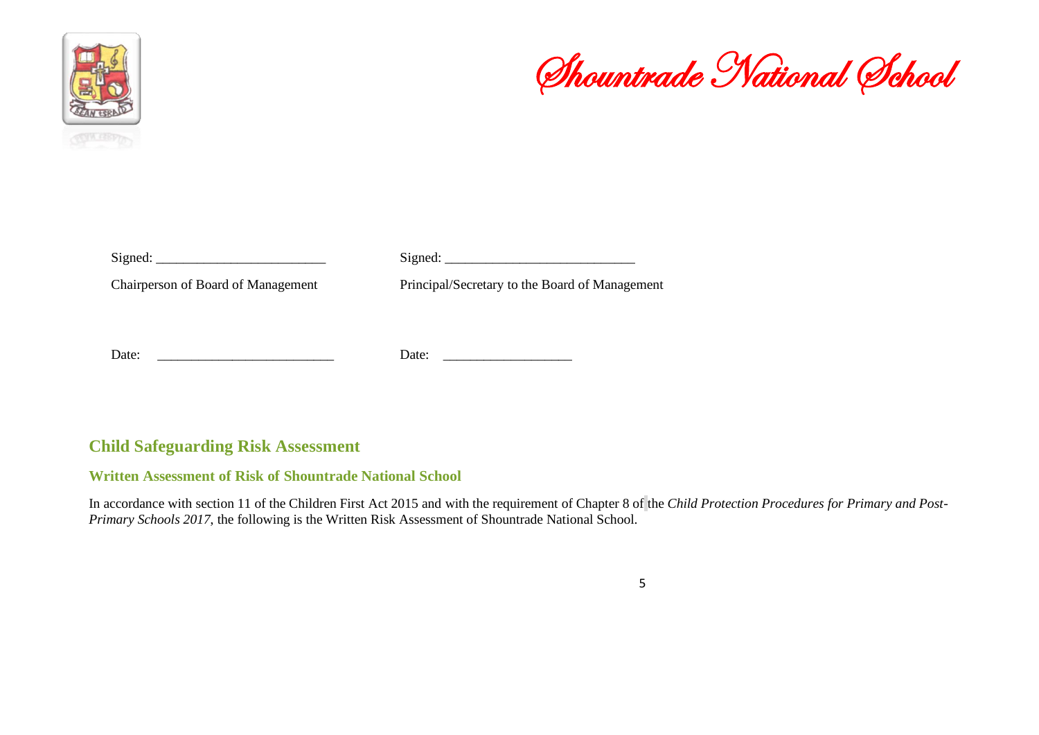Signed: ________________________ Signed: ___________________________

Chairperson of Board of Management Principal/Secretary to the Board of Management

Date: __________________________ Date: ___________________

## Child Safeguarding Risk Assessment

### Written Assessment of Risk of Shountrade National School

In accordance with section 11 of the Children First Act 2015 and with the requirement of Chapter 8 of the *Child Protection Procedures for Primary and Post-Primary Schools 2017*, the following is the Written Risk Assessment of Shountrade National School.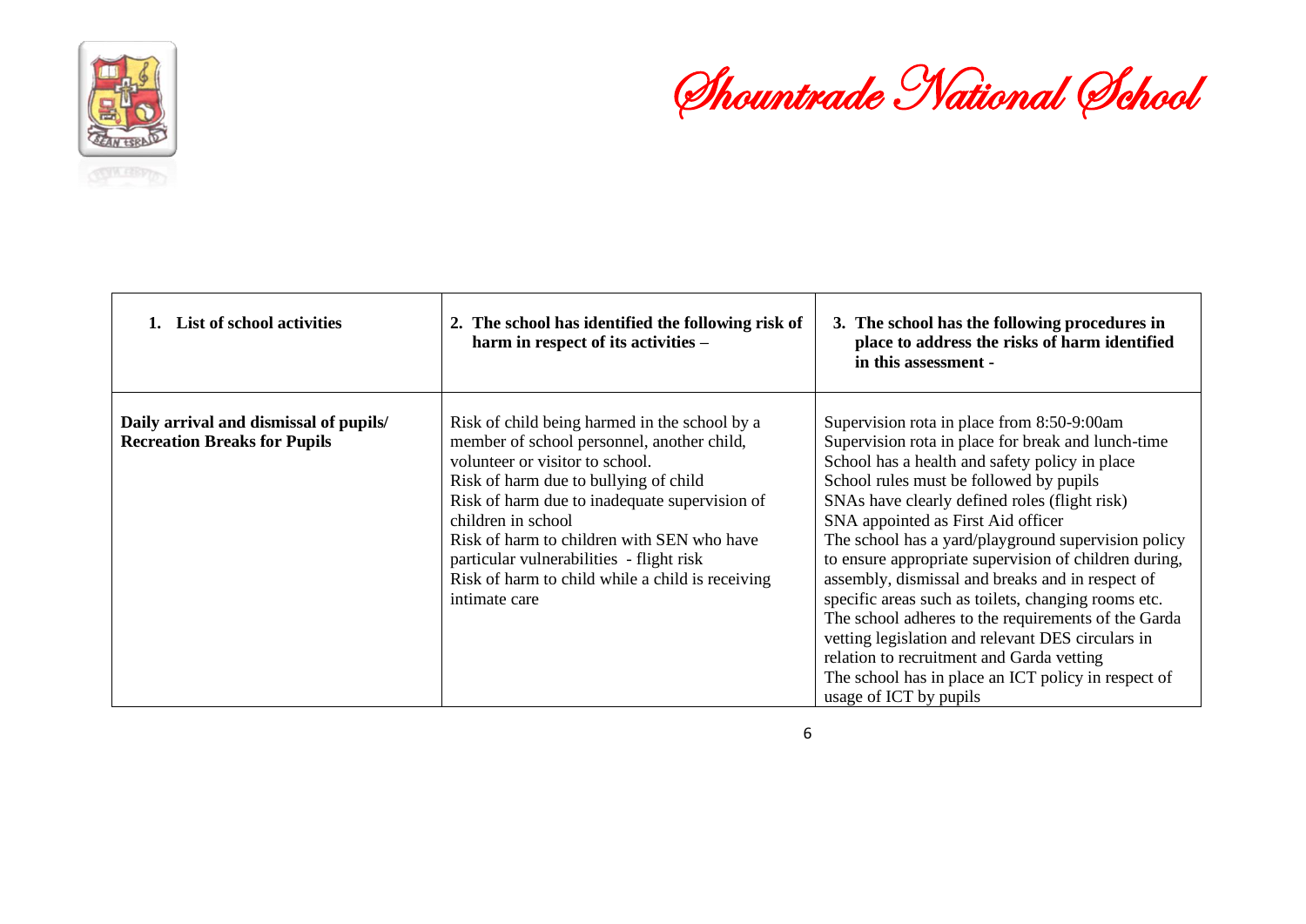# Shountrade National School

| 1. List of school activities | 2. The school has identified the following risk of harm in respect of its activities – | 3. The school has the following procedures in place to address the risks of harm identified in this assessment - |
|---|---|---|
| **Daily arrival and dismissal of pupils/ Recreation Breaks for Pupils** | Risk of child being harmed in the school by a member of school personnel, another child, volunteer or visitor to school.<br>Risk of harm due to bullying of child<br>Risk of harm due to inadequate supervision of children in school<br>Risk of harm to children with SEN who have particular vulnerabilities - flight risk<br>Risk of harm to child while a child is receiving intimate care | Supervision rota in place from 8:50-9:00am<br>Supervision rota in place for break and lunch-time<br>School has a health and safety policy in place<br>School rules must be followed by pupils<br>SNAs have clearly defined roles (flight risk)<br>SNA appointed as First Aid officer<br>The school has a yard/playground supervision policy to ensure appropriate supervision of children during, assembly, dismissal and breaks and in respect of specific areas such as toilets, changing rooms etc.<br>The school adheres to the requirements of the Garda vetting legislation and relevant DES circulars in relation to recruitment and Garda vetting<br>The school has in place an ICT policy in respect of usage of ICT by pupils |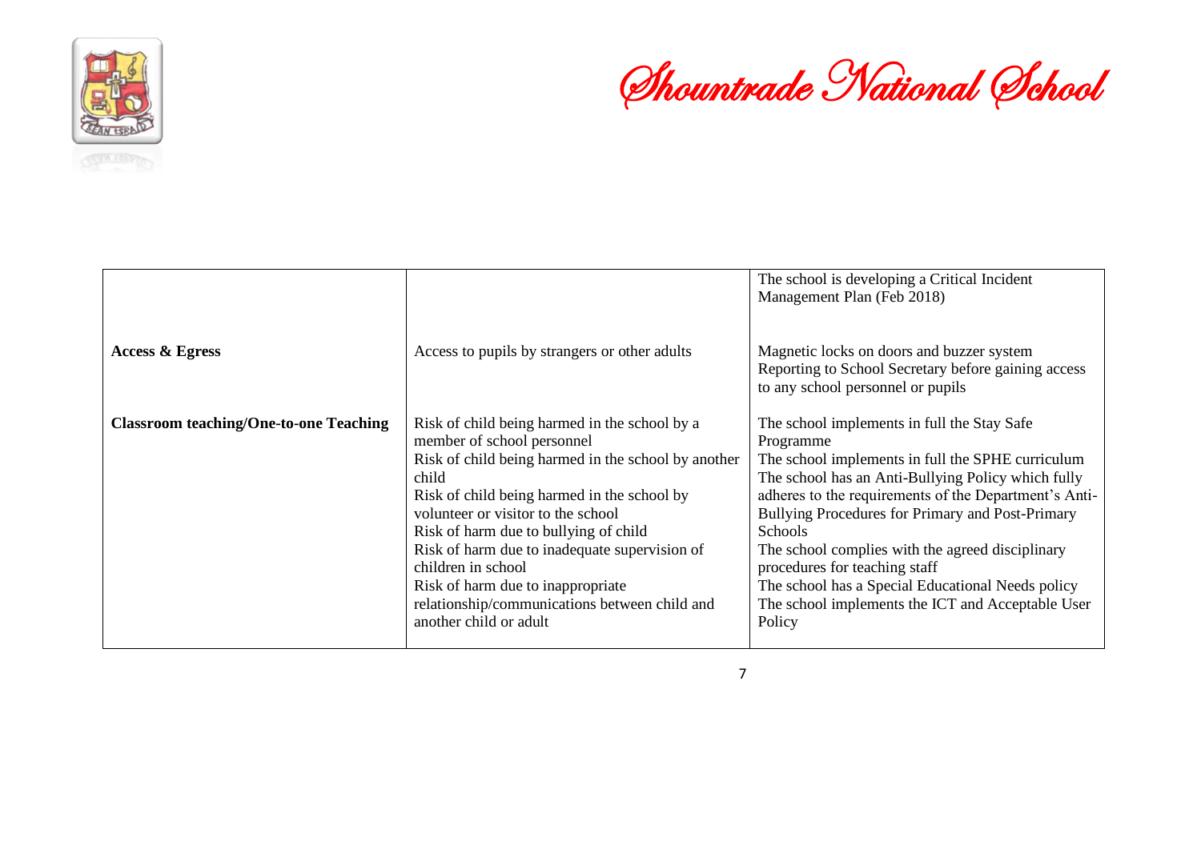| | | |
|---|---|---|
| | | The school is developing a Critical Incident Management Plan (Feb 2018) |
| **Access & Egress** | Access to pupils by strangers or other adults | Magnetic locks on doors and buzzer system<br>Reporting to School Secretary before gaining access to any school personnel or pupils |
| **Classroom teaching/One-to-one Teaching** | Risk of child being harmed in the school by a member of school personnel<br>Risk of child being harmed in the school by another child<br>Risk of child being harmed in the school by volunteer or visitor to the school<br>Risk of harm due to bullying of child<br>Risk of harm due to inadequate supervision of children in school<br>Risk of harm due to inappropriate relationship/communications between child and another child or adult | The school implements in full the Stay Safe Programme<br>The school implements in full the SPHE curriculum<br>The school has an Anti-Bullying Policy which fully adheres to the requirements of the Department's Anti-Bullying Procedures for Primary and Post-Primary Schools<br>The school complies with the agreed disciplinary procedures for teaching staff<br>The school has a Special Educational Needs policy<br>The school implements the ICT and Acceptable User Policy |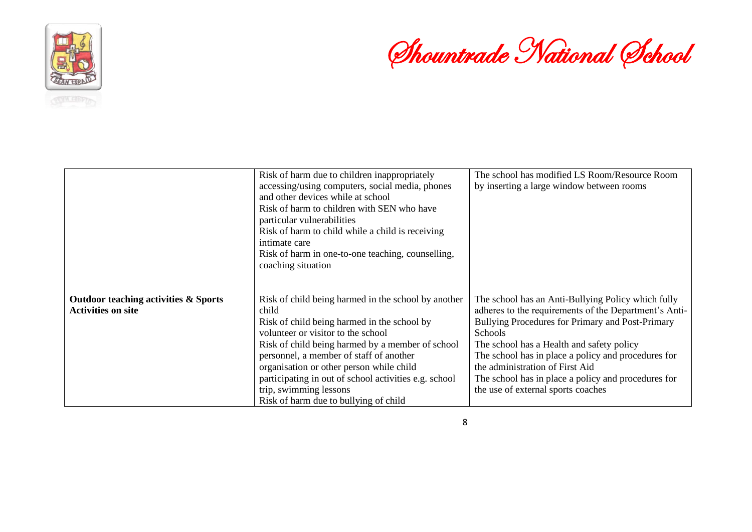| | | |
|---|---|---|
| | Risk of harm due to children inappropriately accessing/using computers, social media, phones and other devices while at school<br>Risk of harm to children with SEN who have particular vulnerabilities<br>Risk of harm to child while a child is receiving intimate care<br>Risk of harm in one-to-one teaching, counselling, coaching situation | The school has modified LS Room/Resource Room by inserting a large window between rooms |
| **Outdoor teaching activities & Sports Activities on site** | Risk of child being harmed in the school by another child<br>Risk of child being harmed in the school by volunteer or visitor to the school<br>Risk of child being harmed by a member of school personnel, a member of staff of another organisation or other person while child participating in out of school activities e.g. school trip, swimming lessons<br>Risk of harm due to bullying of child | The school has an Anti-Bullying Policy which fully adheres to the requirements of the Department's Anti-Bullying Procedures for Primary and Post-Primary Schools<br>The school has a Health and safety policy<br>The school has in place a policy and procedures for the administration of First Aid<br>The school has in place a policy and procedures for the use of external sports coaches |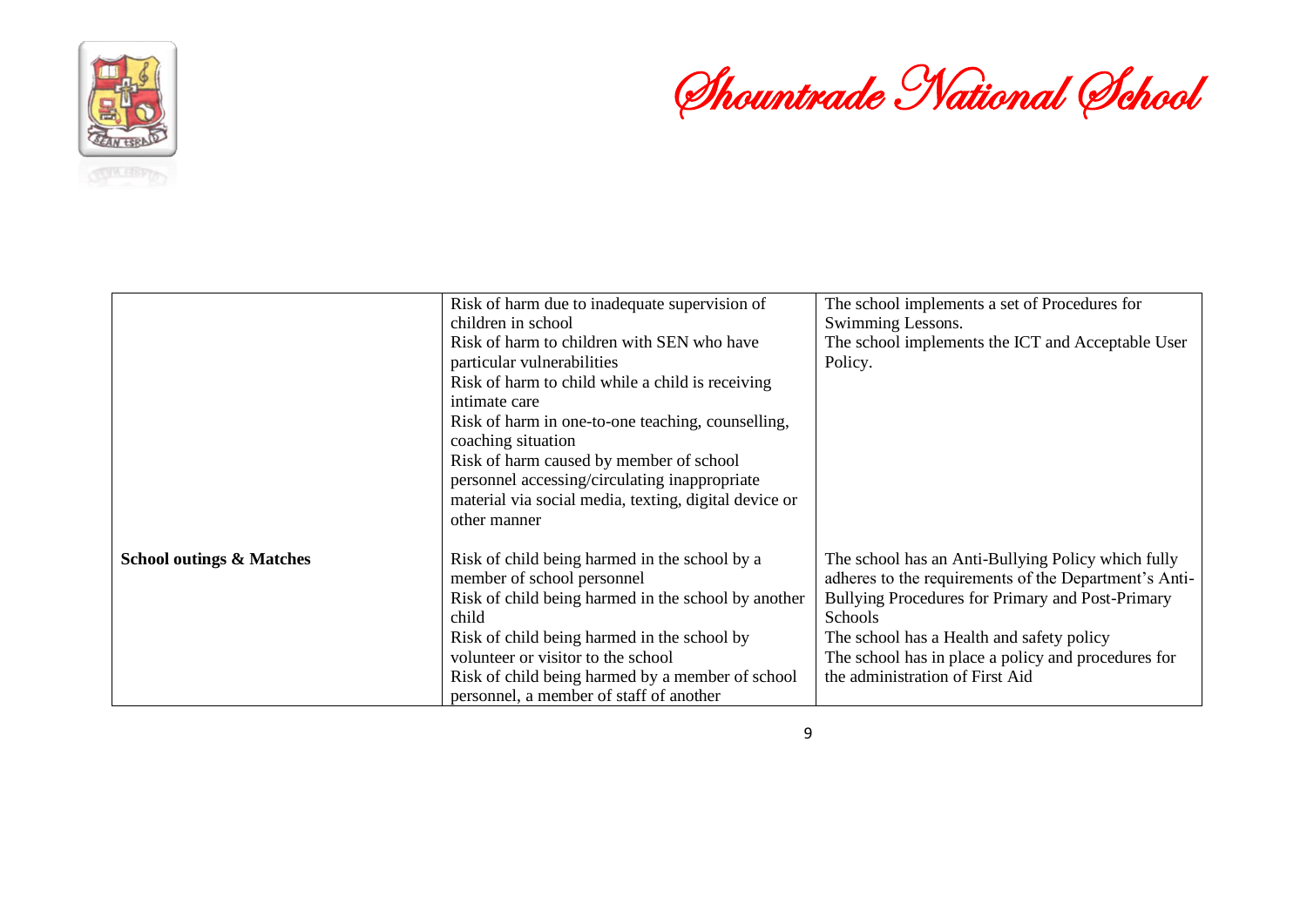| | | |
|---|---|---|
| | Risk of harm due to inadequate supervision of children in school<br>Risk of harm to children with SEN who have particular vulnerabilities<br>Risk of harm to child while a child is receiving intimate care<br>Risk of harm in one-to-one teaching, counselling, coaching situation<br>Risk of harm caused by member of school personnel accessing/circulating inappropriate material via social media, texting, digital device or other manner | The school implements a set of Procedures for Swimming Lessons.<br>The school implements the ICT and Acceptable User Policy. |
| **School outings & Matches** | Risk of child being harmed in the school by a member of school personnel<br>Risk of child being harmed in the school by another child<br>Risk of child being harmed in the school by volunteer or visitor to the school<br>Risk of child being harmed by a member of school personnel, a member of staff of another | The school has an Anti-Bullying Policy which fully adheres to the requirements of the Department's Anti-Bullying Procedures for Primary and Post-Primary Schools<br>The school has a Health and safety policy<br>The school has in place a policy and procedures for the administration of First Aid |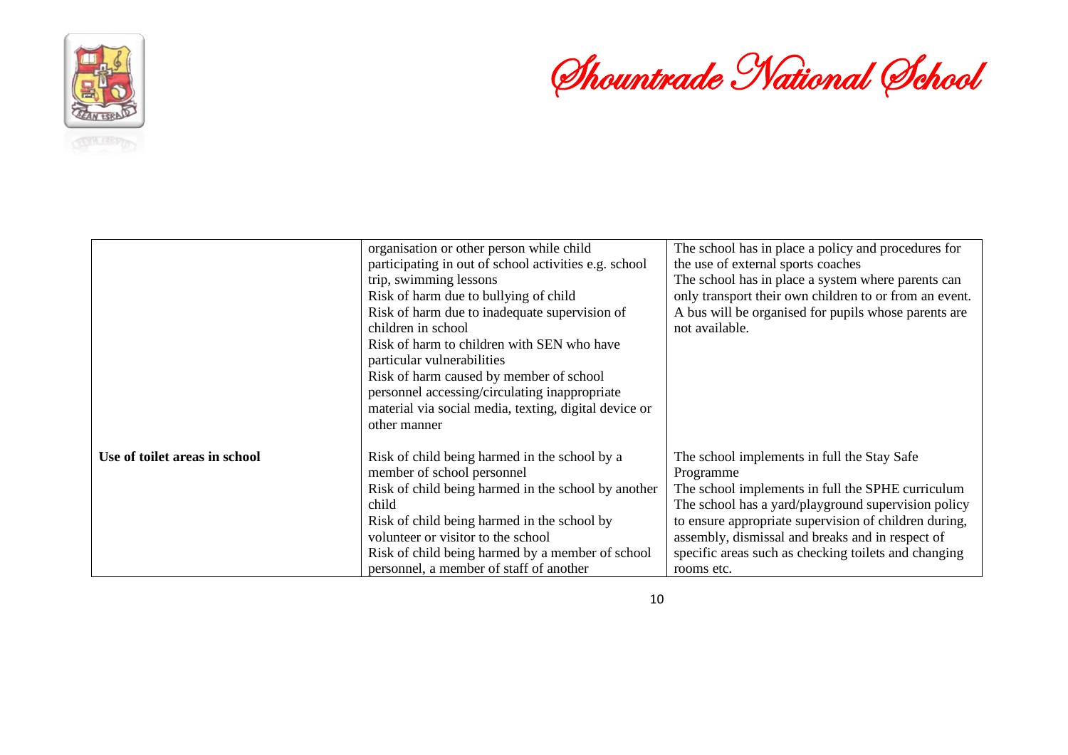| | | |
|---|---|---|
| | organisation or other person while child participating in out of school activities e.g. school trip, swimming lessons<br>Risk of harm due to bullying of child<br>Risk of harm due to inadequate supervision of children in school<br>Risk of harm to children with SEN who have particular vulnerabilities<br>Risk of harm caused by member of school personnel accessing/circulating inappropriate material via social media, texting, digital device or other manner | The school has in place a policy and procedures for the use of external sports coaches<br>The school has in place a system where parents can only transport their own children to or from an event. A bus will be organised for pupils whose parents are not available. |
| **Use of toilet areas in school** | Risk of child being harmed in the school by a member of school personnel<br>Risk of child being harmed in the school by another child<br>Risk of child being harmed in the school by volunteer or visitor to the school<br>Risk of child being harmed by a member of school personnel, a member of staff of another | The school implements in full the Stay Safe Programme<br>The school implements in full the SPHE curriculum<br>The school has a yard/playground supervision policy to ensure appropriate supervision of children during, assembly, dismissal and breaks and in respect of specific areas such as checking toilets and changing rooms etc. |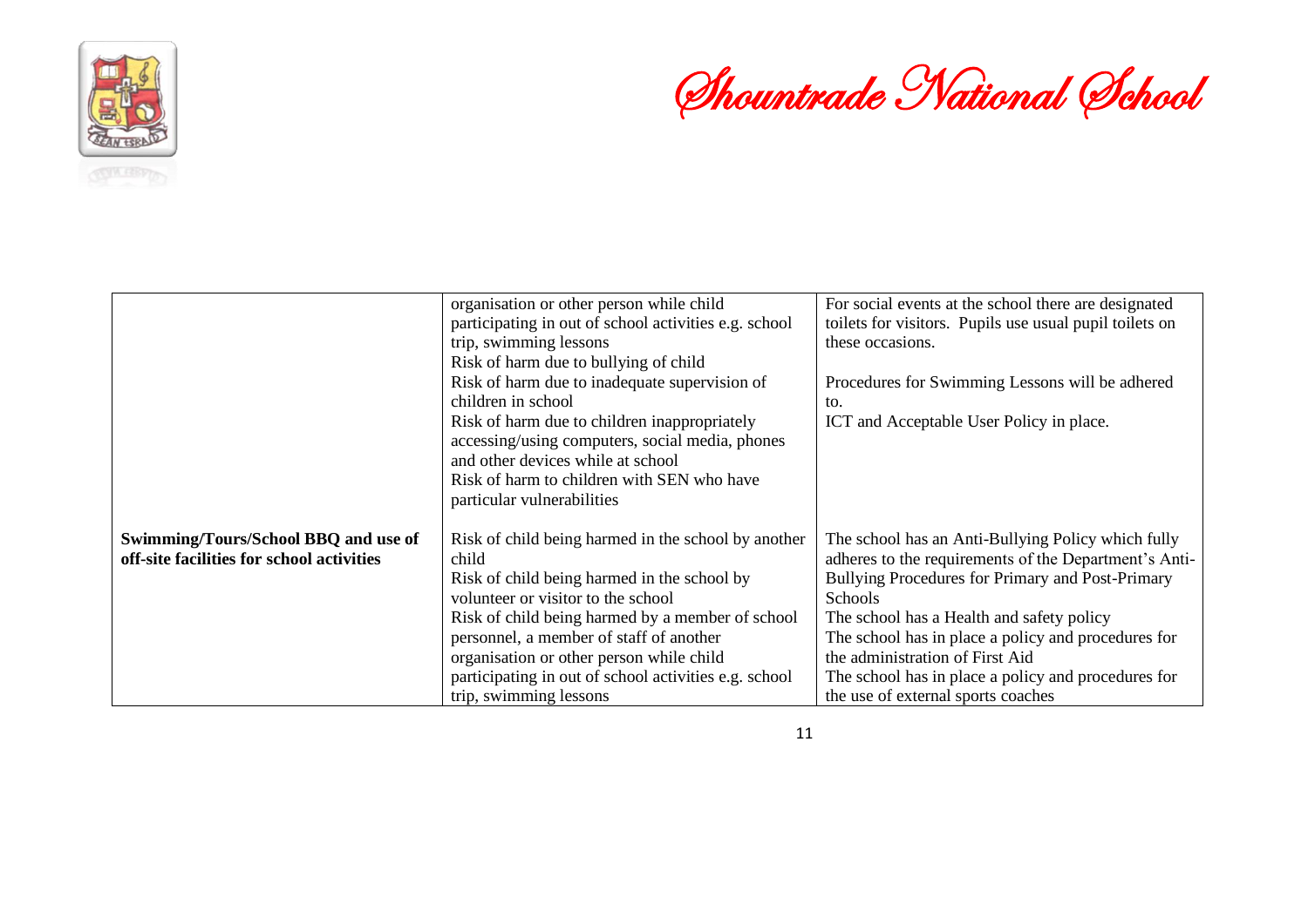| | | |
|---|---|---|
| | organisation or other person while child participating in out of school activities e.g. school trip, swimming lessons<br>Risk of harm due to bullying of child<br>Risk of harm due to inadequate supervision of children in school<br>Risk of harm due to children inappropriately accessing/using computers, social media, phones and other devices while at school<br>Risk of harm to children with SEN who have particular vulnerabilities | For social events at the school there are designated toilets for visitors. Pupils use usual pupil toilets on these occasions.<br><br>Procedures for Swimming Lessons will be adhered to.<br>ICT and Acceptable User Policy in place. |
| **Swimming/Tours/School BBQ and use of off-site facilities for school activities** | Risk of child being harmed in the school by another child<br>Risk of child being harmed in the school by volunteer or visitor to the school<br>Risk of child being harmed by a member of school personnel, a member of staff of another organisation or other person while child participating in out of school activities e.g. school trip, swimming lessons | The school has an Anti-Bullying Policy which fully adheres to the requirements of the Department's Anti-Bullying Procedures for Primary and Post-Primary Schools<br>The school has a Health and safety policy<br>The school has in place a policy and procedures for the administration of First Aid<br>The school has in place a policy and procedures for the use of external sports coaches |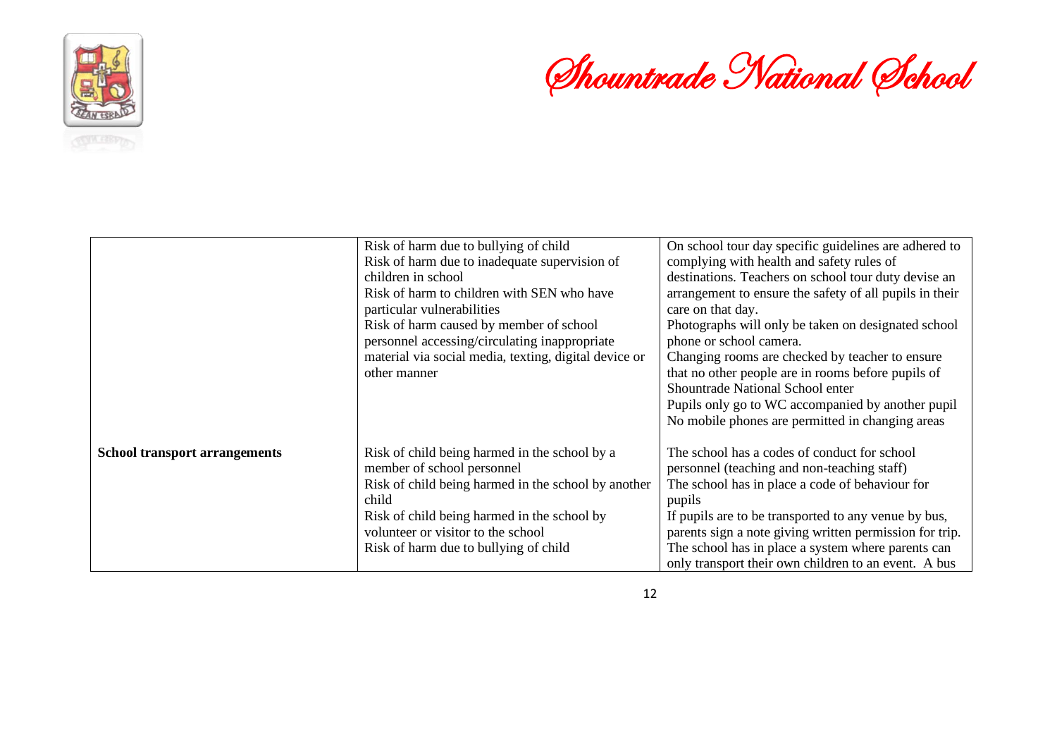| | | |
|---|---|---|
| | Risk of harm due to bullying of child<br>Risk of harm due to inadequate supervision of children in school<br>Risk of harm to children with SEN who have particular vulnerabilities<br>Risk of harm caused by member of school personnel accessing/circulating inappropriate material via social media, texting, digital device or other manner | On school tour day specific guidelines are adhered to complying with health and safety rules of destinations. Teachers on school tour duty devise an arrangement to ensure the safety of all pupils in their care on that day.<br>Photographs will only be taken on designated school phone or school camera.<br>Changing rooms are checked by teacher to ensure that no other people are in rooms before pupils of Shountrade National School enter<br>Pupils only go to WC accompanied by another pupil<br>No mobile phones are permitted in changing areas |
| **School transport arrangements** | Risk of child being harmed in the school by a member of school personnel<br>Risk of child being harmed in the school by another child<br>Risk of child being harmed in the school by volunteer or visitor to the school<br>Risk of harm due to bullying of child | The school has a codes of conduct for school personnel (teaching and non-teaching staff)<br>The school has in place a code of behaviour for pupils<br>If pupils are to be transported to any venue by bus, parents sign a note giving written permission for trip.<br>The school has in place a system where parents can only transport their own children to an event. A bus |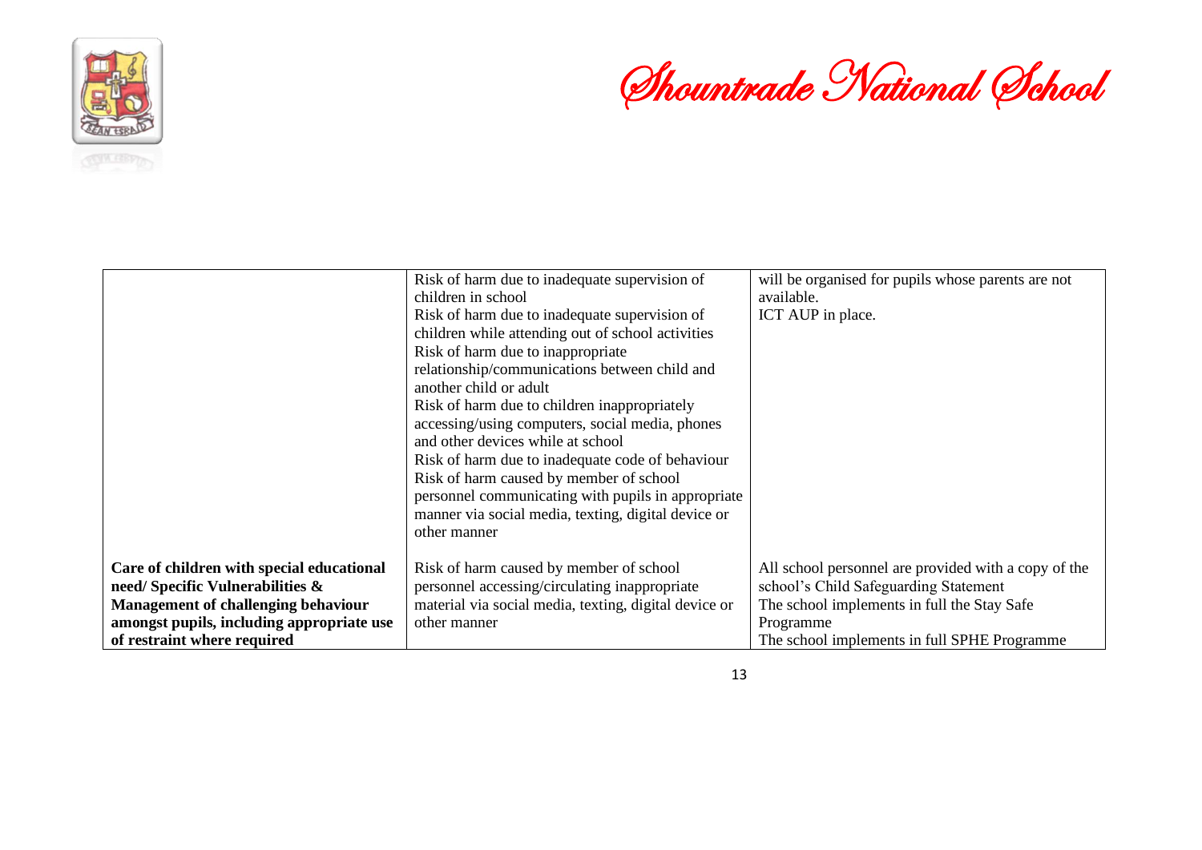| | | |
|---|---|---|
| | Risk of harm due to inadequate supervision of children in school<br>Risk of harm due to inadequate supervision of children while attending out of school activities<br>Risk of harm due to inappropriate relationship/communications between child and another child or adult<br>Risk of harm due to children inappropriately accessing/using computers, social media, phones and other devices while at school<br>Risk of harm due to inadequate code of behaviour<br>Risk of harm caused by member of school personnel communicating with pupils in appropriate manner via social media, texting, digital device or other manner | will be organised for pupils whose parents are not available.<br>ICT AUP in place. |
| **Care of children with special educational need/ Specific Vulnerabilities & Management of challenging behaviour amongst pupils, including appropriate use of restraint where required** | Risk of harm caused by member of school personnel accessing/circulating inappropriate material via social media, texting, digital device or other manner | All school personnel are provided with a copy of the school's Child Safeguarding Statement<br>The school implements in full the Stay Safe Programme<br>The school implements in full SPHE Programme |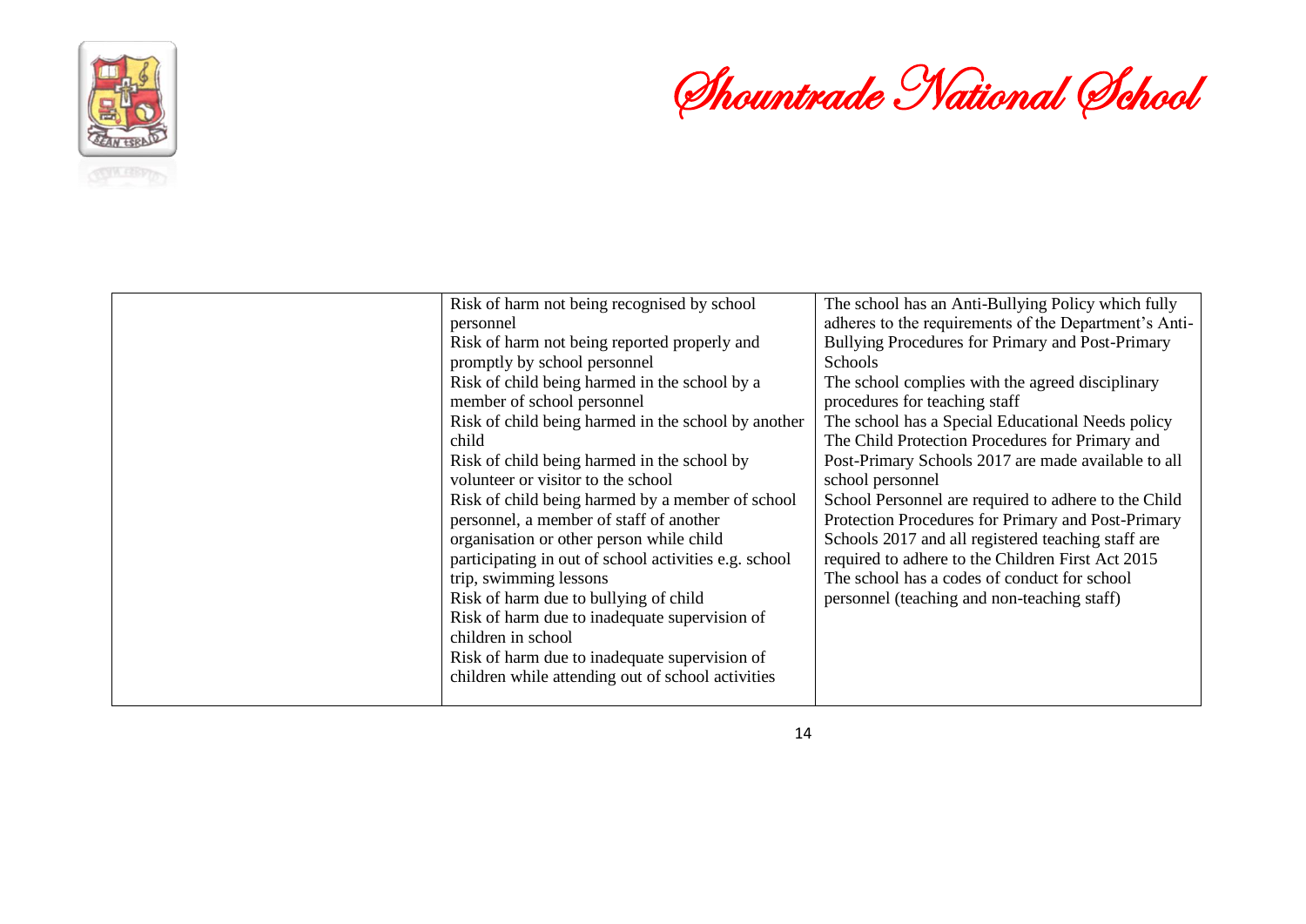| | | |
|---|---|---|
| | Risk of harm not being recognised by school personnel<br>Risk of harm not being reported properly and promptly by school personnel<br>Risk of child being harmed in the school by a member of school personnel<br>Risk of child being harmed in the school by another child<br>Risk of child being harmed in the school by volunteer or visitor to the school<br>Risk of child being harmed by a member of school personnel, a member of staff of another organisation or other person while child participating in out of school activities e.g. school trip, swimming lessons<br>Risk of harm due to bullying of child<br>Risk of harm due to inadequate supervision of children in school<br>Risk of harm due to inadequate supervision of children while attending out of school activities | The school has an Anti-Bullying Policy which fully adheres to the requirements of the Department's Anti-Bullying Procedures for Primary and Post-Primary Schools<br>The school complies with the agreed disciplinary procedures for teaching staff<br>The school has a Special Educational Needs policy<br>The Child Protection Procedures for Primary and Post-Primary Schools 2017 are made available to all school personnel<br>School Personnel are required to adhere to the Child Protection Procedures for Primary and Post-Primary Schools 2017 and all registered teaching staff are required to adhere to the Children First Act 2015<br>The school has a codes of conduct for school personnel (teaching and non-teaching staff) |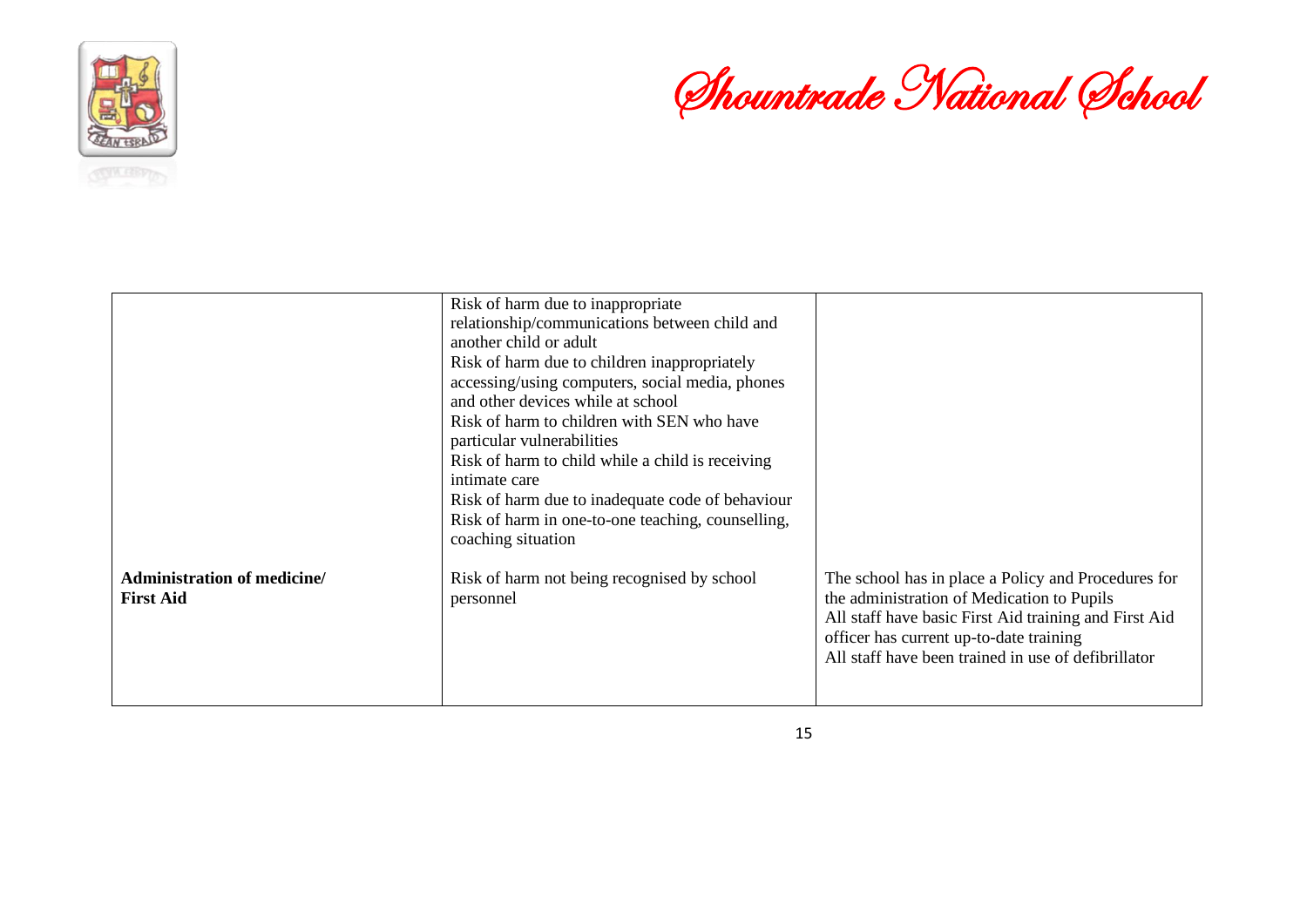| | | |
|---|---|---|
| | Risk of harm due to inappropriate relationship/communications between child and another child or adult<br>Risk of harm due to children inappropriately accessing/using computers, social media, phones and other devices while at school<br>Risk of harm to children with SEN who have particular vulnerabilities<br>Risk of harm to child while a child is receiving intimate care<br>Risk of harm due to inadequate code of behaviour<br>Risk of harm in one-to-one teaching, counselling, coaching situation | |
| **Administration of medicine/ First Aid** | Risk of harm not being recognised by school personnel | The school has in place a Policy and Procedures for the administration of Medication to Pupils<br>All staff have basic First Aid training and First Aid officer has current up-to-date training<br>All staff have been trained in use of defibrillator |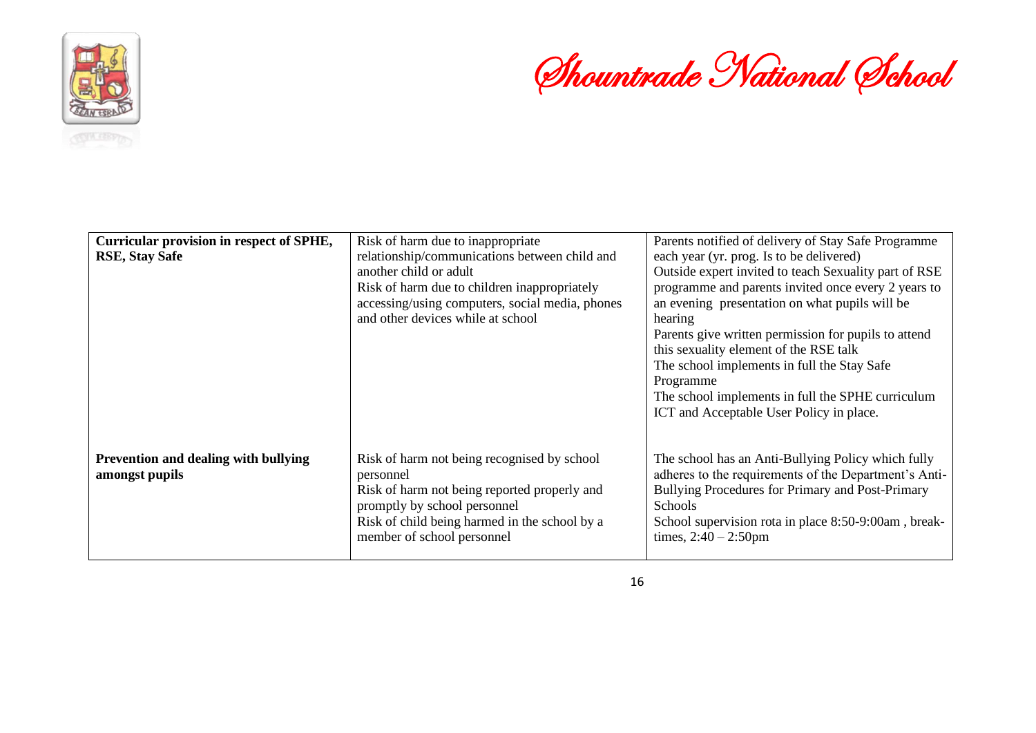| Curricular provision in respect of SPHE, RSE, Stay Safe | Risk of harm due to inappropriate relationship/communications between child and another child or adult<br>Risk of harm due to children inappropriately accessing/using computers, social media, phones and other devices while at school | Parents notified of delivery of Stay Safe Programme each year (yr. prog. Is to be delivered)<br>Outside expert invited to teach Sexuality part of RSE programme and parents invited once every 2 years to an evening presentation on what pupils will be hearing<br>Parents give written permission for pupils to attend this sexuality element of the RSE talk<br>The school implements in full the Stay Safe Programme<br>The school implements in full the SPHE curriculum<br>ICT and Acceptable User Policy in place. |
|---|---|---|
| **Prevention and dealing with bullying amongst pupils** | Risk of harm not being recognised by school personnel<br>Risk of harm not being reported properly and promptly by school personnel<br>Risk of child being harmed in the school by a member of school personnel | The school has an Anti-Bullying Policy which fully adheres to the requirements of the Department's Anti-Bullying Procedures for Primary and Post-Primary Schools<br>School supervision rota in place 8:50-9:00am , break-times, 2:40 – 2:50pm |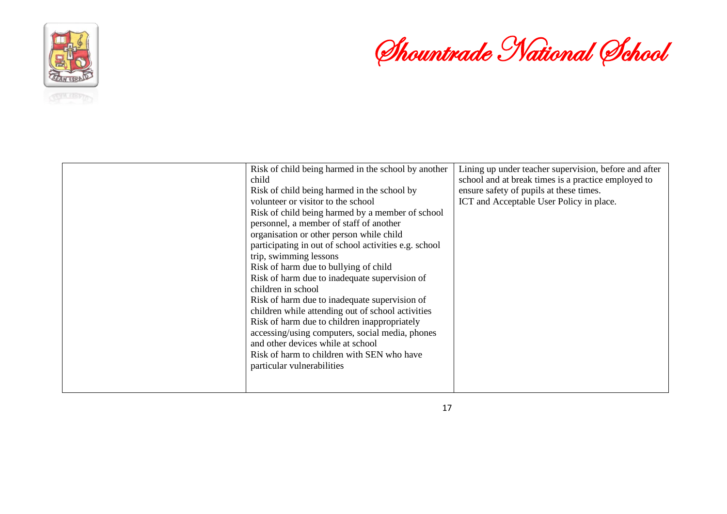| | | |
|---|---|---|
| | Risk of child being harmed in the school by another child<br>Risk of child being harmed in the school by volunteer or visitor to the school<br>Risk of child being harmed by a member of school personnel, a member of staff of another organisation or other person while child participating in out of school activities e.g. school trip, swimming lessons<br>Risk of harm due to bullying of child<br>Risk of harm due to inadequate supervision of children in school<br>Risk of harm due to inadequate supervision of children while attending out of school activities<br>Risk of harm due to children inappropriately accessing/using computers, social media, phones and other devices while at school<br>Risk of harm to children with SEN who have particular vulnerabilities | Lining up under teacher supervision, before and after school and at break times is a practice employed to ensure safety of pupils at these times.<br>ICT and Acceptable User Policy in place. |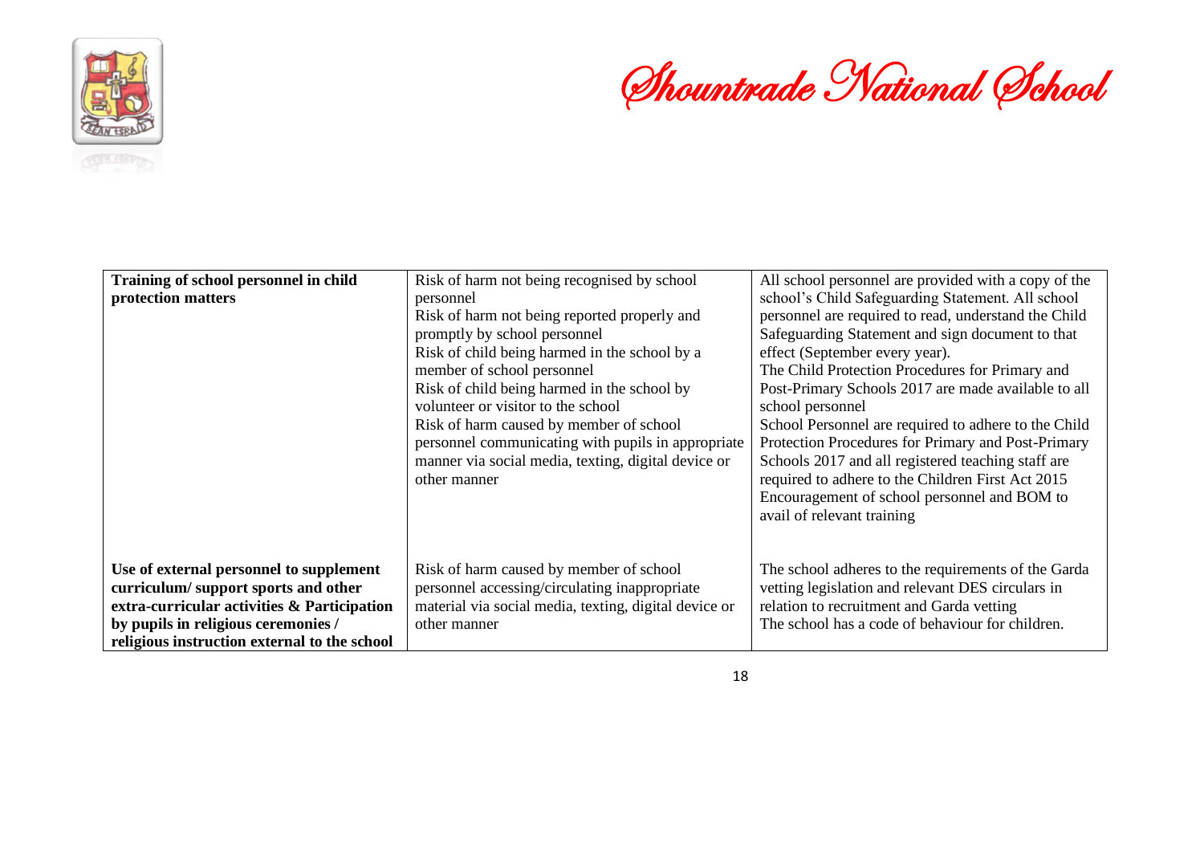| **Training of school personnel in child protection matters** | Risk of harm not being recognised by school personnel<br>Risk of harm not being reported properly and promptly by school personnel<br>Risk of child being harmed in the school by a member of school personnel<br>Risk of child being harmed in the school by volunteer or visitor to the school<br>Risk of harm caused by member of school personnel communicating with pupils in appropriate manner via social media, texting, digital device or other manner | All school personnel are provided with a copy of the school's Child Safeguarding Statement. All school personnel are required to read, understand the Child Safeguarding Statement and sign document to that effect (September every year).<br>The Child Protection Procedures for Primary and Post-Primary Schools 2017 are made available to all school personnel<br>School Personnel are required to adhere to the Child Protection Procedures for Primary and Post-Primary Schools 2017 and all registered teaching staff are required to adhere to the Children First Act 2015<br>Encouragement of school personnel and BOM to avail of relevant training |
|---|---|---|
| **Use of external personnel to supplement curriculum/ support sports and other extra-curricular activities & Participation by pupils in religious ceremonies / religious instruction external to the school** | Risk of harm caused by member of school personnel accessing/circulating inappropriate material via social media, texting, digital device or other manner | The school adheres to the requirements of the Garda vetting legislation and relevant DES circulars in relation to recruitment and Garda vetting<br>The school has a code of behaviour for children. |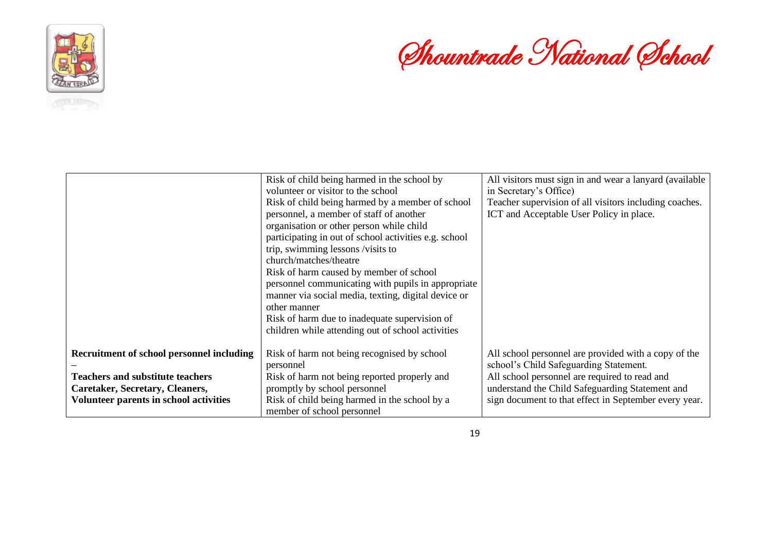| | | |
|---|---|---|
| | Risk of child being harmed in the school by volunteer or visitor to the school<br>Risk of child being harmed by a member of school personnel, a member of staff of another organisation or other person while child participating in out of school activities e.g. school trip, swimming lessons /visits to church/matches/theatre<br>Risk of harm caused by member of school personnel communicating with pupils in appropriate manner via social media, texting, digital device or other manner<br>Risk of harm due to inadequate supervision of children while attending out of school activities | All visitors must sign in and wear a lanyard (available in Secretary's Office)<br>Teacher supervision of all visitors including coaches.<br>ICT and Acceptable User Policy in place. |
| **Recruitment of school personnel including –**<br>**Teachers and substitute teachers**<br>**Caretaker, Secretary, Cleaners,**<br>**Volunteer parents in school activities** | Risk of harm not being recognised by school personnel<br>Risk of harm not being reported properly and promptly by school personnel<br>Risk of child being harmed in the school by a member of school personnel | All school personnel are provided with a copy of the school's Child Safeguarding Statement.<br>All school personnel are required to read and understand the Child Safeguarding Statement and sign document to that effect in September every year. |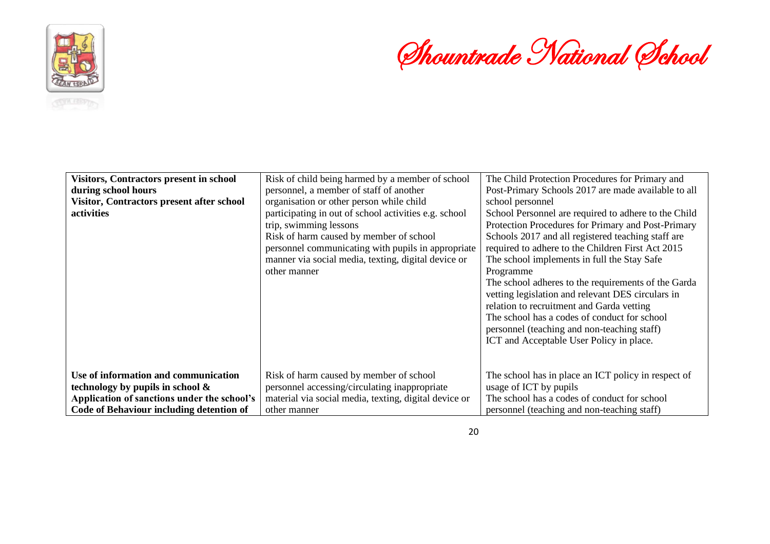| **Visitors, Contractors present in school during school hours**<br>**Visitor, Contractors present after school activities** | Risk of child being harmed by a member of school personnel, a member of staff of another organisation or other person while child participating in out of school activities e.g. school trip, swimming lessons<br>Risk of harm caused by member of school personnel communicating with pupils in appropriate manner via social media, texting, digital device or other manner | The Child Protection Procedures for Primary and Post-Primary Schools 2017 are made available to all school personnel<br>School Personnel are required to adhere to the Child Protection Procedures for Primary and Post-Primary Schools 2017 and all registered teaching staff are required to adhere to the Children First Act 2015<br>The school implements in full the Stay Safe Programme<br>The school adheres to the requirements of the Garda vetting legislation and relevant DES circulars in relation to recruitment and Garda vetting<br>The school has a codes of conduct for school personnel (teaching and non-teaching staff)<br>ICT and Acceptable User Policy in place. |
|---|---|---|
| **Use of information and communication technology by pupils in school &**<br>**Application of sanctions under the school's Code of Behaviour including detention of** | Risk of harm caused by member of school personnel accessing/circulating inappropriate material via social media, texting, digital device or other manner | The school has in place an ICT policy in respect of usage of ICT by pupils<br>The school has a codes of conduct for school personnel (teaching and non-teaching staff) |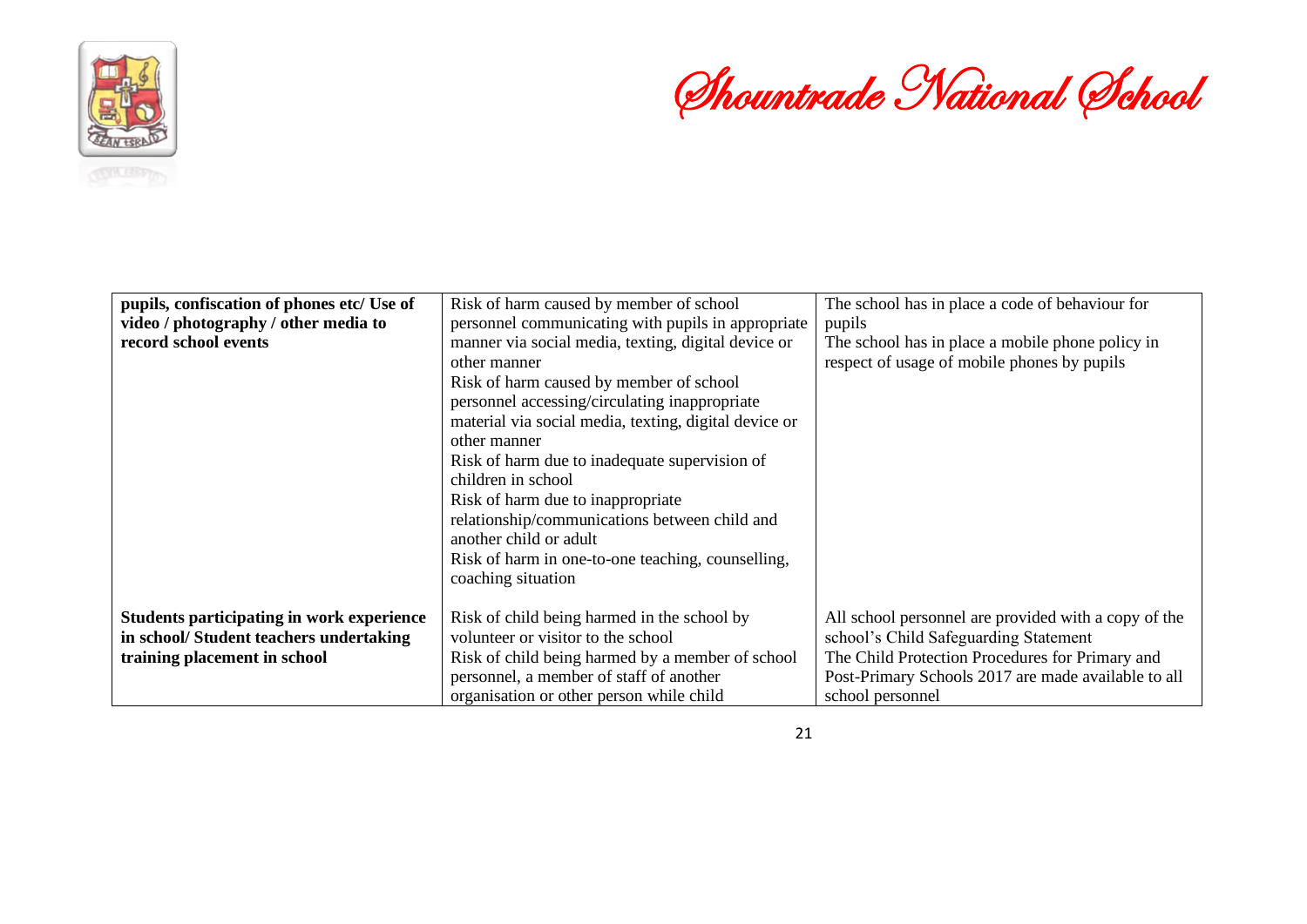| | | |
|---|---|---|
| **pupils, confiscation of phones etc/ Use of video / photography / other media to record school events** | Risk of harm caused by member of school personnel communicating with pupils in appropriate manner via social media, texting, digital device or other manner<br>Risk of harm caused by member of school personnel accessing/circulating inappropriate material via social media, texting, digital device or other manner<br>Risk of harm due to inadequate supervision of children in school<br>Risk of harm due to inappropriate relationship/communications between child and another child or adult<br>Risk of harm in one-to-one teaching, counselling, coaching situation | The school has in place a code of behaviour for pupils<br>The school has in place a mobile phone policy in respect of usage of mobile phones by pupils |
| **Students participating in work experience in school/ Student teachers undertaking training placement in school** | Risk of child being harmed in the school by volunteer or visitor to the school<br>Risk of child being harmed by a member of school personnel, a member of staff of another organisation or other person while child | All school personnel are provided with a copy of the school's Child Safeguarding Statement<br>The Child Protection Procedures for Primary and Post-Primary Schools 2017 are made available to all school personnel |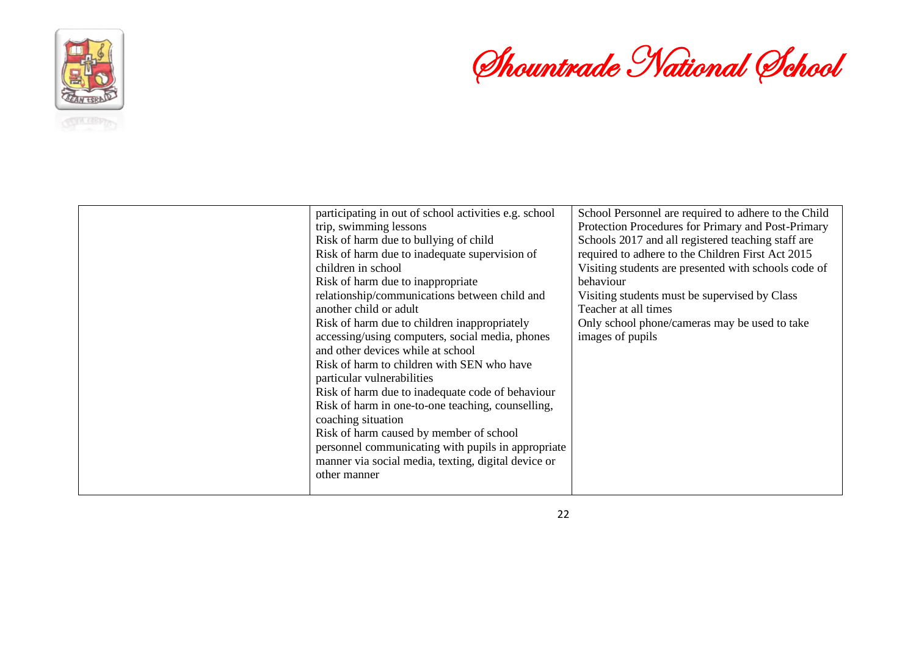| | | |
|---|---|---|
| | participating in out of school activities e.g. school trip, swimming lessons<br>Risk of harm due to bullying of child<br>Risk of harm due to inadequate supervision of children in school<br>Risk of harm due to inappropriate relationship/communications between child and another child or adult<br>Risk of harm due to children inappropriately accessing/using computers, social media, phones and other devices while at school<br>Risk of harm to children with SEN who have particular vulnerabilities<br>Risk of harm due to inadequate code of behaviour<br>Risk of harm in one-to-one teaching, counselling, coaching situation<br>Risk of harm caused by member of school personnel communicating with pupils in appropriate manner via social media, texting, digital device or other manner | School Personnel are required to adhere to the Child Protection Procedures for Primary and Post-Primary Schools 2017 and all registered teaching staff are required to adhere to the Children First Act 2015<br>Visiting students are presented with schools code of behaviour<br>Visiting students must be supervised by Class Teacher at all times<br>Only school phone/cameras may be used to take images of pupils |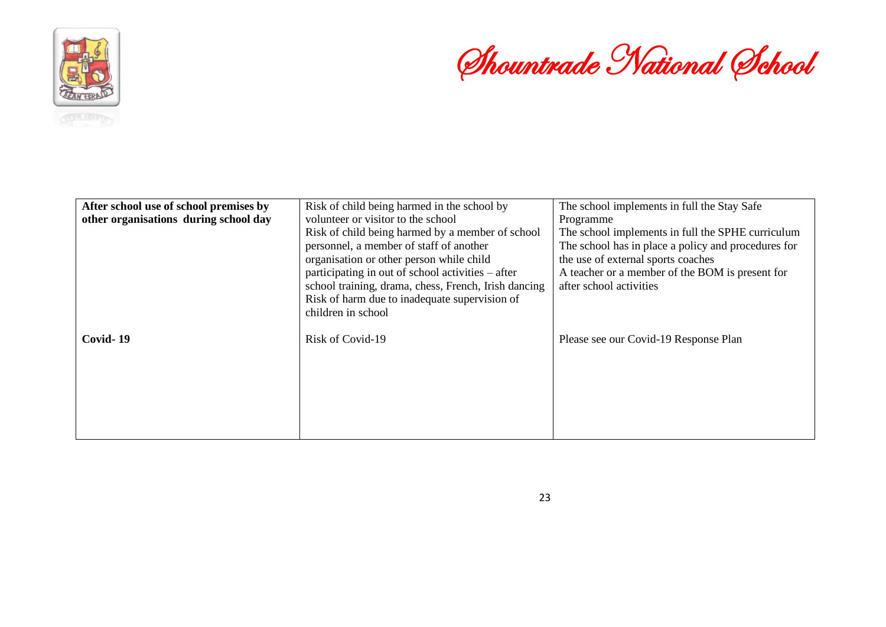| After school use of school premises by other organisations during school day | Risk of child being harmed in the school by volunteer or visitor to the school<br>Risk of child being harmed by a member of school personnel, a member of staff of another organisation or other person while child participating in out of school activities – after school training, drama, chess, French, Irish dancing<br>Risk of harm due to inadequate supervision of children in school | The school implements in full the Stay Safe Programme<br>The school implements in full the SPHE curriculum<br>The school has in place a policy and procedures for the use of external sports coaches<br>A teacher or a member of the BOM is present for after school activities |
|---|---|---|
| **Covid- 19** | Risk of Covid-19 | Please see our Covid-19 Response Plan |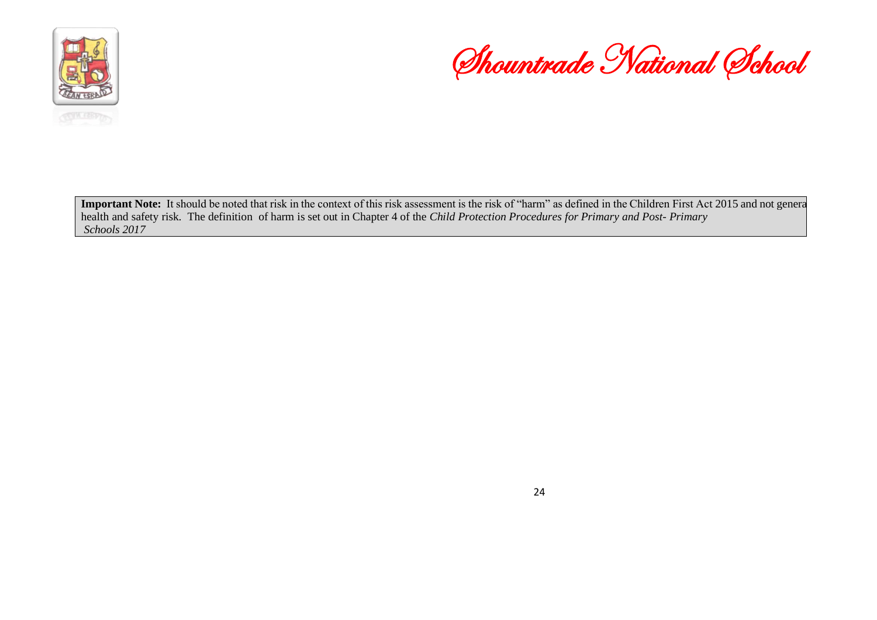# Shountrade National School

**Important Note:** It should be noted that risk in the context of this risk assessment is the risk of "harm" as defined in the Children First Act 2015 and not genera health and safety risk. The definition of harm is set out in Chapter 4 of the *Child Protection Procedures for Primary and Post- Primary Schools 2017*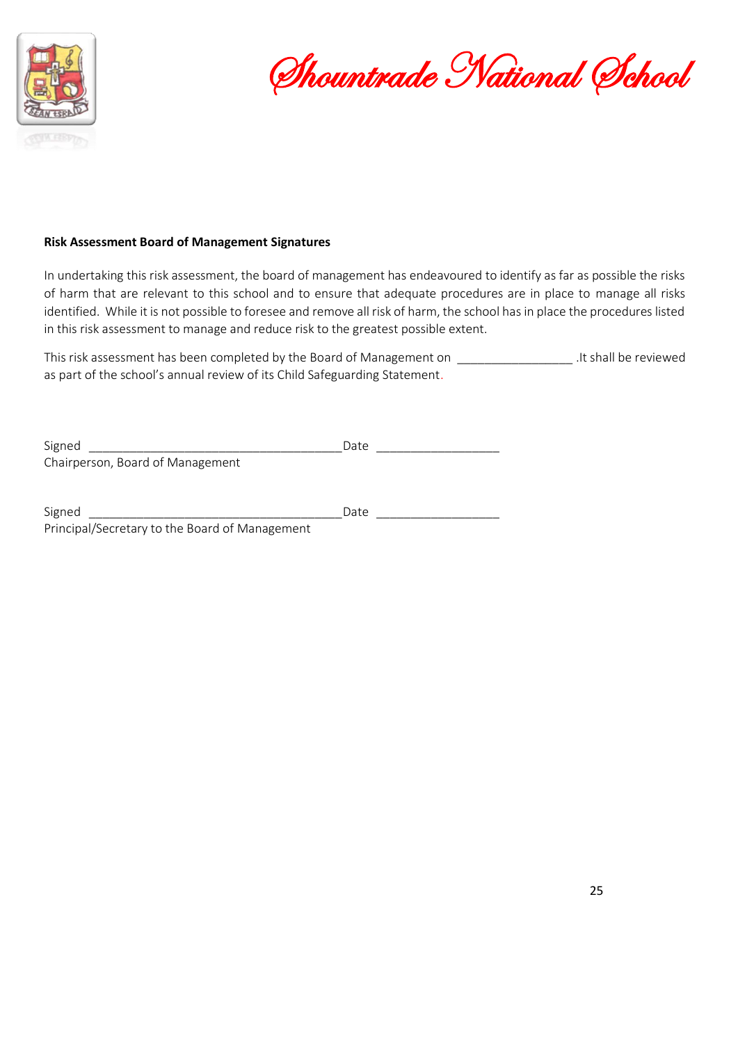**Risk Assessment Board of Management Signatures**

In undertaking this risk assessment, the board of management has endeavoured to identify as far as possible the risks of harm that are relevant to this school and to ensure that adequate procedures are in place to manage all risks identified. While it is not possible to foresee and remove all risk of harm, the school has in place the procedures listed in this risk assessment to manage and reduce risk to the greatest possible extent.

This risk assessment has been completed by the Board of Management on _________________ .It shall be reviewed as part of the school's annual review of its Child Safeguarding Statement.

Signed _____________________________________Date __________________
Chairperson, Board of Management

Signed _____________________________________Date __________________
Principal/Secretary to the Board of Management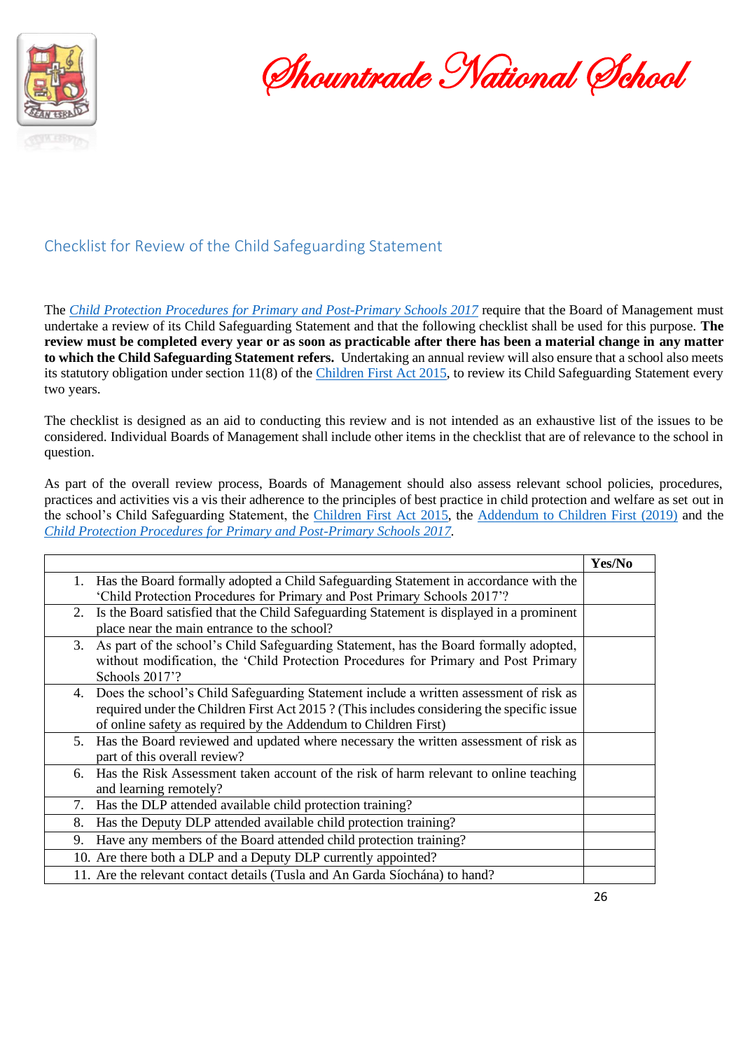# Shountrade National School

## Checklist for Review of the Child Safeguarding Statement

The *Child Protection Procedures for Primary and Post-Primary Schools 2017* require that the Board of Management must undertake a review of its Child Safeguarding Statement and that the following checklist shall be used for this purpose. **The review must be completed every year or as soon as practicable after there has been a material change in any matter to which the Child Safeguarding Statement refers.** Undertaking an annual review will also ensure that a school also meets its statutory obligation under section 11(8) of the Children First Act 2015, to review its Child Safeguarding Statement every two years.

The checklist is designed as an aid to conducting this review and is not intended as an exhaustive list of the issues to be considered. Individual Boards of Management shall include other items in the checklist that are of relevance to the school in question.

As part of the overall review process, Boards of Management should also assess relevant school policies, procedures, practices and activities vis a vis their adherence to the principles of best practice in child protection and welfare as set out in the school's Child Safeguarding Statement, the Children First Act 2015, the Addendum to Children First (2019) and the *Child Protection Procedures for Primary and Post-Primary Schools 2017*.

| | Yes/No |
|---|---|
| 1. Has the Board formally adopted a Child Safeguarding Statement in accordance with the 'Child Protection Procedures for Primary and Post Primary Schools 2017'? | |
| 2. Is the Board satisfied that the Child Safeguarding Statement is displayed in a prominent place near the main entrance to the school? | |
| 3. As part of the school's Child Safeguarding Statement, has the Board formally adopted, without modification, the 'Child Protection Procedures for Primary and Post Primary Schools 2017'? | |
| 4. Does the school's Child Safeguarding Statement include a written assessment of risk as required under the Children First Act 2015 ? (This includes considering the specific issue of online safety as required by the Addendum to Children First) | |
| 5. Has the Board reviewed and updated where necessary the written assessment of risk as part of this overall review? | |
| 6. Has the Risk Assessment taken account of the risk of harm relevant to online teaching and learning remotely? | |
| 7. Has the DLP attended available child protection training? | |
| 8. Has the Deputy DLP attended available child protection training? | |
| 9. Have any members of the Board attended child protection training? | |
| 10. Are there both a DLP and a Deputy DLP currently appointed? | |
| 11. Are the relevant contact details (Tusla and An Garda Síochána) to hand? | |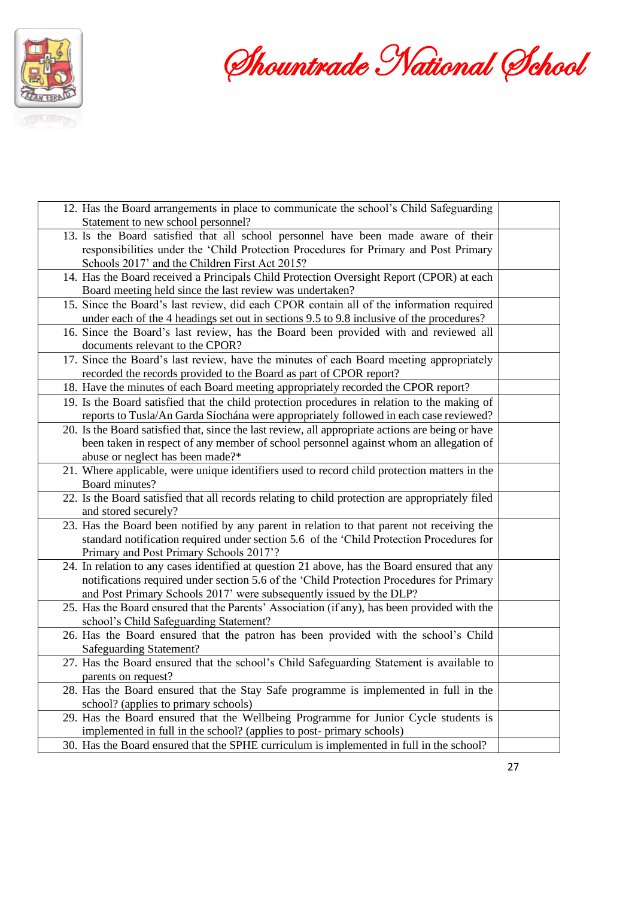| | |
|---|---|
| 12. Has the Board arrangements in place to communicate the school's Child Safeguarding Statement to new school personnel? | |
| 13. Is the Board satisfied that all school personnel have been made aware of their responsibilities under the 'Child Protection Procedures for Primary and Post Primary Schools 2017' and the Children First Act 2015? | |
| 14. Has the Board received a Principals Child Protection Oversight Report (CPOR) at each Board meeting held since the last review was undertaken? | |
| 15. Since the Board's last review, did each CPOR contain all of the information required under each of the 4 headings set out in sections 9.5 to 9.8 inclusive of the procedures? | |
| 16. Since the Board's last review, has the Board been provided with and reviewed all documents relevant to the CPOR? | |
| 17. Since the Board's last review, have the minutes of each Board meeting appropriately recorded the records provided to the Board as part of CPOR report? | |
| 18. Have the minutes of each Board meeting appropriately recorded the CPOR report? | |
| 19. Is the Board satisfied that the child protection procedures in relation to the making of reports to Tusla/An Garda Síochána were appropriately followed in each case reviewed? | |
| 20. Is the Board satisfied that, since the last review, all appropriate actions are being or have been taken in respect of any member of school personnel against whom an allegation of abuse or neglect has been made?* | |
| 21. Where applicable, were unique identifiers used to record child protection matters in the Board minutes? | |
| 22. Is the Board satisfied that all records relating to child protection are appropriately filed and stored securely? | |
| 23. Has the Board been notified by any parent in relation to that parent not receiving the standard notification required under section 5.6 of the 'Child Protection Procedures for Primary and Post Primary Schools 2017'? | |
| 24. In relation to any cases identified at question 21 above, has the Board ensured that any notifications required under section 5.6 of the 'Child Protection Procedures for Primary and Post Primary Schools 2017' were subsequently issued by the DLP? | |
| 25. Has the Board ensured that the Parents' Association (if any), has been provided with the school's Child Safeguarding Statement? | |
| 26. Has the Board ensured that the patron has been provided with the school's Child Safeguarding Statement? | |
| 27. Has the Board ensured that the school's Child Safeguarding Statement is available to parents on request? | |
| 28. Has the Board ensured that the Stay Safe programme is implemented in full in the school? (applies to primary schools) | |
| 29. Has the Board ensured that the Wellbeing Programme for Junior Cycle students is implemented in full in the school? (applies to post- primary schools) | |
| 30. Has the Board ensured that the SPHE curriculum is implemented in full in the school? | |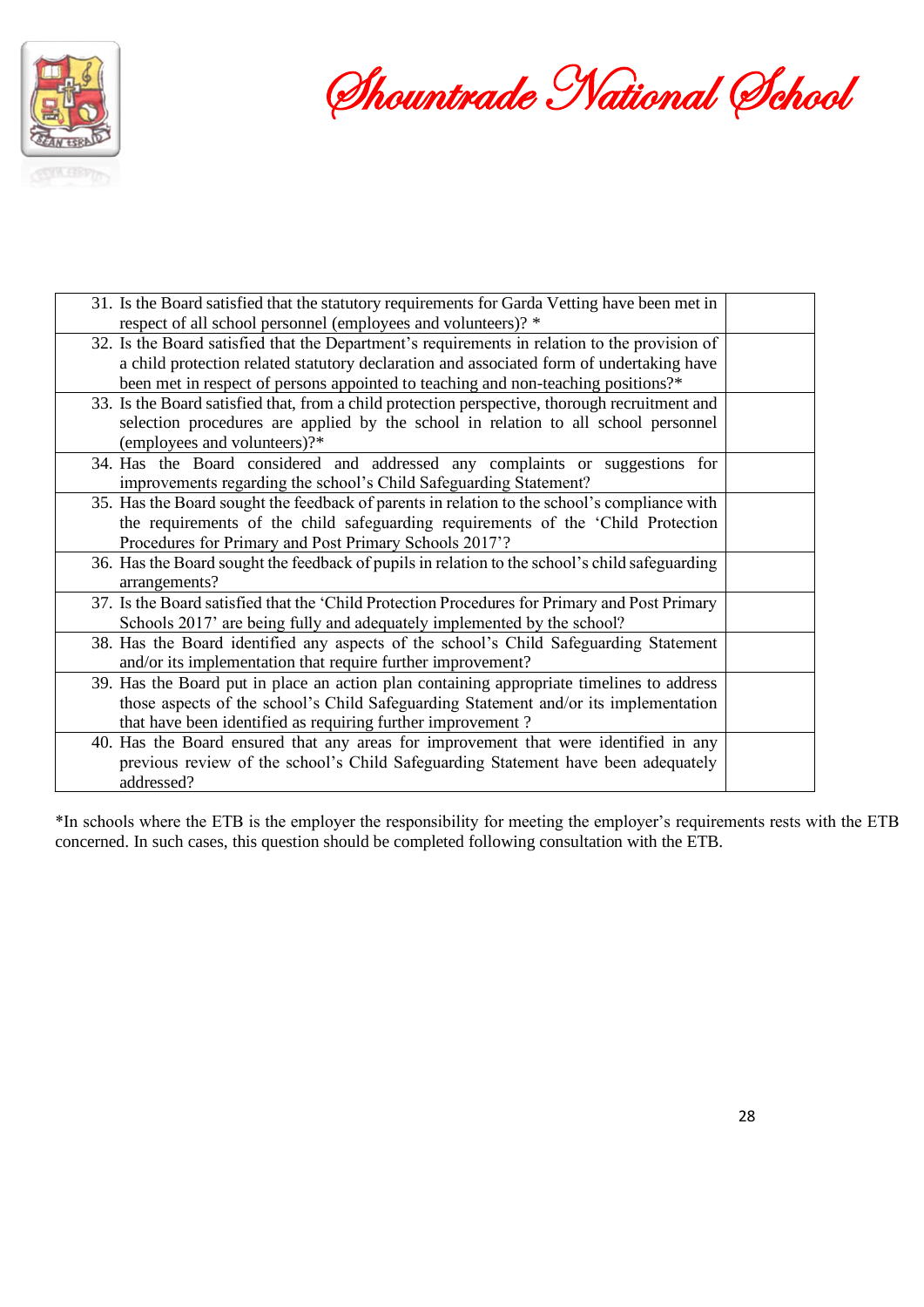| | |
|---|---|
| 31. Is the Board satisfied that the statutory requirements for Garda Vetting have been met in respect of all school personnel (employees and volunteers)? * | |
| 32. Is the Board satisfied that the Department's requirements in relation to the provision of a child protection related statutory declaration and associated form of undertaking have been met in respect of persons appointed to teaching and non-teaching positions?* | |
| 33. Is the Board satisfied that, from a child protection perspective, thorough recruitment and selection procedures are applied by the school in relation to all school personnel (employees and volunteers)?* | |
| 34. Has the Board considered and addressed any complaints or suggestions for improvements regarding the school's Child Safeguarding Statement? | |
| 35. Has the Board sought the feedback of parents in relation to the school's compliance with the requirements of the child safeguarding requirements of the 'Child Protection Procedures for Primary and Post Primary Schools 2017'? | |
| 36. Has the Board sought the feedback of pupils in relation to the school's child safeguarding arrangements? | |
| 37. Is the Board satisfied that the 'Child Protection Procedures for Primary and Post Primary Schools 2017' are being fully and adequately implemented by the school? | |
| 38. Has the Board identified any aspects of the school's Child Safeguarding Statement and/or its implementation that require further improvement? | |
| 39. Has the Board put in place an action plan containing appropriate timelines to address those aspects of the school's Child Safeguarding Statement and/or its implementation that have been identified as requiring further improvement ? | |
| 40. Has the Board ensured that any areas for improvement that were identified in any previous review of the school's Child Safeguarding Statement have been adequately addressed? | |

*In schools where the ETB is the employer the responsibility for meeting the employer's requirements rests with the ETB concerned. In such cases, this question should be completed following consultation with the ETB.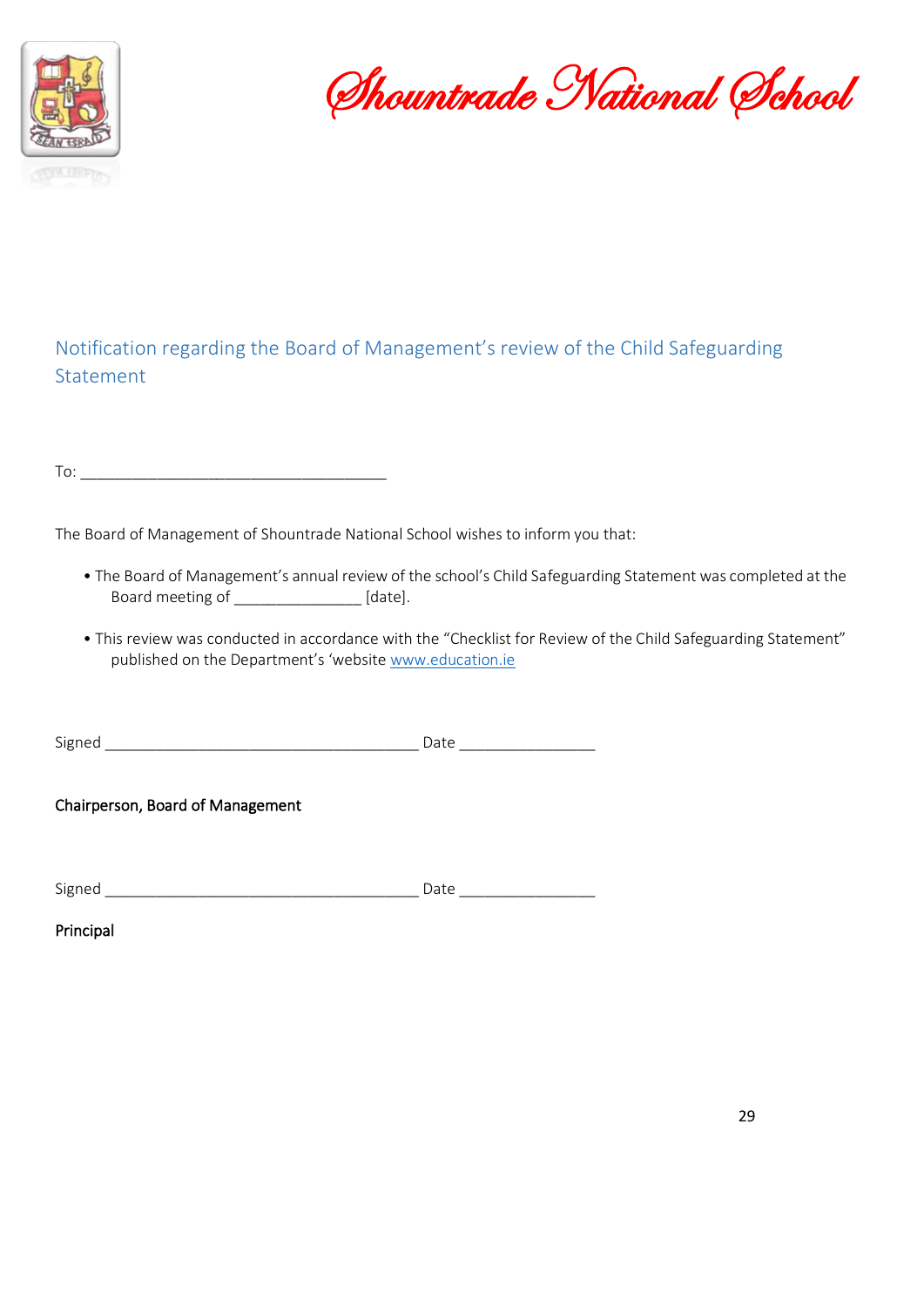# Shountrade National School

## Notification regarding the Board of Management's review of the Child Safeguarding Statement

To: ____________________________________

The Board of Management of Shountrade National School wishes to inform you that:

- The Board of Management's annual review of the school's Child Safeguarding Statement was completed at the Board meeting of _______________ [date].
- This review was conducted in accordance with the "Checklist for Review of the Child Safeguarding Statement" published on the Department's 'website www.education.ie

Signed _____________________________________ Date ________________

**Chairperson, Board of Management**

Signed _____________________________________ Date ________________

**Principal**